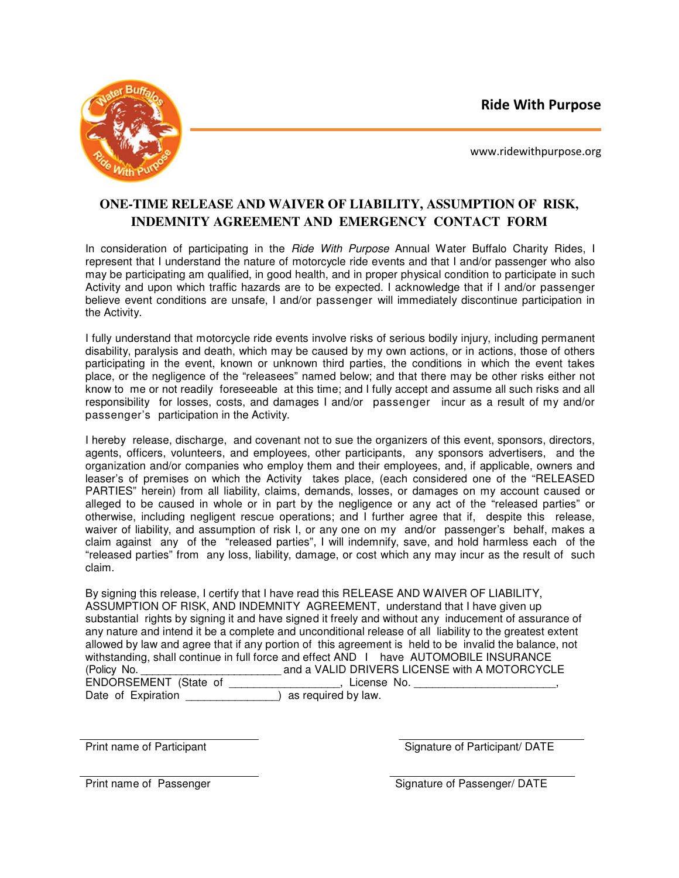**Ride With Purpose**

www.ridewithpurpose.org

## ONE-TIME RELEASE AND WAIVER OF LIABILITY, ASSUMPTION OF RISK, INDEMNITY AGREEMENT AND EMERGENCY CONTACT FORM

In consideration of participating in the *Ride With Purpose* Annual Water Buffalo Charity Rides, I represent that I understand the nature of motorcycle ride events and that I and/or passenger who also may be participating am qualified, in good health, and in proper physical condition to participate in such Activity and upon which traffic hazards are to be expected. I acknowledge that if I and/or passenger believe event conditions are unsafe, I and/or passenger will immediately discontinue participation in the Activity.

I fully understand that motorcycle ride events involve risks of serious bodily injury, including permanent disability, paralysis and death, which may be caused by my own actions, or in actions, those of others participating in the event, known or unknown third parties, the conditions in which the event takes place, or the negligence of the "releasees" named below; and that there may be other risks either not know to me or not readily foreseeable at this time; and I fully accept and assume all such risks and all responsibility for losses, costs, and damages I and/or passenger incur as a result of my and/or passenger's participation in the Activity.

I hereby release, discharge, and covenant not to sue the organizers of this event, sponsors, directors, agents, officers, volunteers, and employees, other participants, any sponsors advertisers, and the organization and/or companies who employ them and their employees, and, if applicable, owners and leaser's of premises on which the Activity takes place, (each considered one of the "RELEASED PARTIES" herein) from all liability, claims, demands, losses, or damages on my account caused or alleged to be caused in whole or in part by the negligence or any act of the "released parties" or otherwise, including negligent rescue operations; and I further agree that if, despite this release, waiver of liability, and assumption of risk I, or any one on my and/or passenger's behalf, makes a claim against any of the "released parties", I will indemnify, save, and hold harmless each of the "released parties" from any loss, liability, damage, or cost which any may incur as the result of such claim.

By signing this release, I certify that I have read this RELEASE AND WAIVER OF LIABILITY, ASSUMPTION OF RISK, AND INDEMNITY AGREEMENT, understand that I have given up substantial rights by signing it and have signed it freely and without any inducement of assurance of any nature and intend it be a complete and unconditional release of all liability to the greatest extent allowed by law and agree that if any portion of this agreement is held to be invalid the balance, not withstanding, shall continue in full force and effect AND I have AUTOMOBILE INSURANCE (Policy No. ______________________ and a VALID DRIVERS LICENSE with A MOTORCYCLE ENDORSEMENT (State of _________________, License No. ______________________, Date of Expiration ______________) as required by law.

| | |
|---|---|
| ______________________________ | ______________________________ |
| Print name of Participant | Signature of Participant/ DATE |
| ______________________________ | ______________________________ |
| Print name of Passenger | Signature of Passenger/ DATE |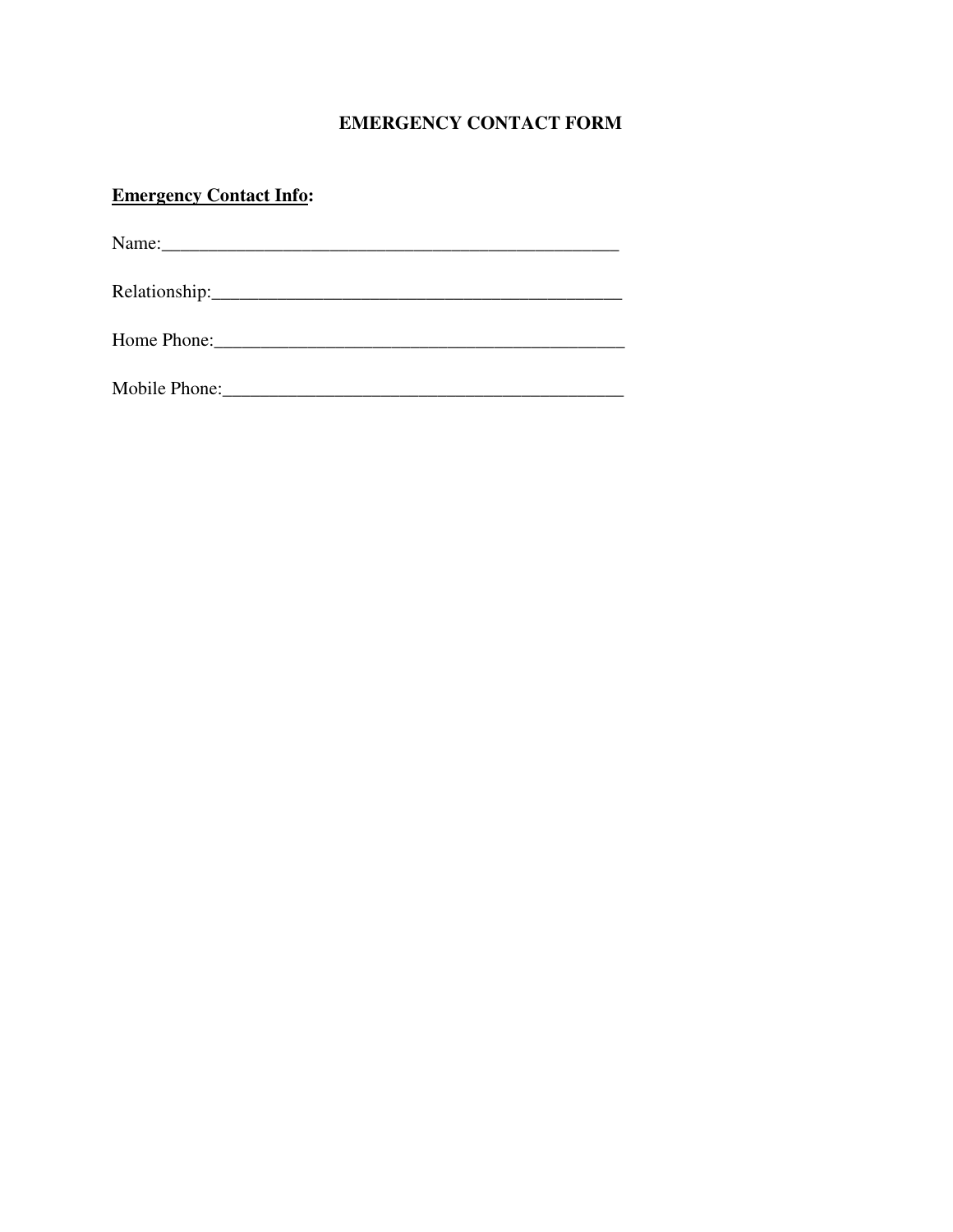**EMERGENCY CONTACT FORM**

**Emergency Contact Info:**

Name:_______________________________________________

Relationship:_________________________________________

Home Phone:__________________________________________

Mobile Phone:_________________________________________